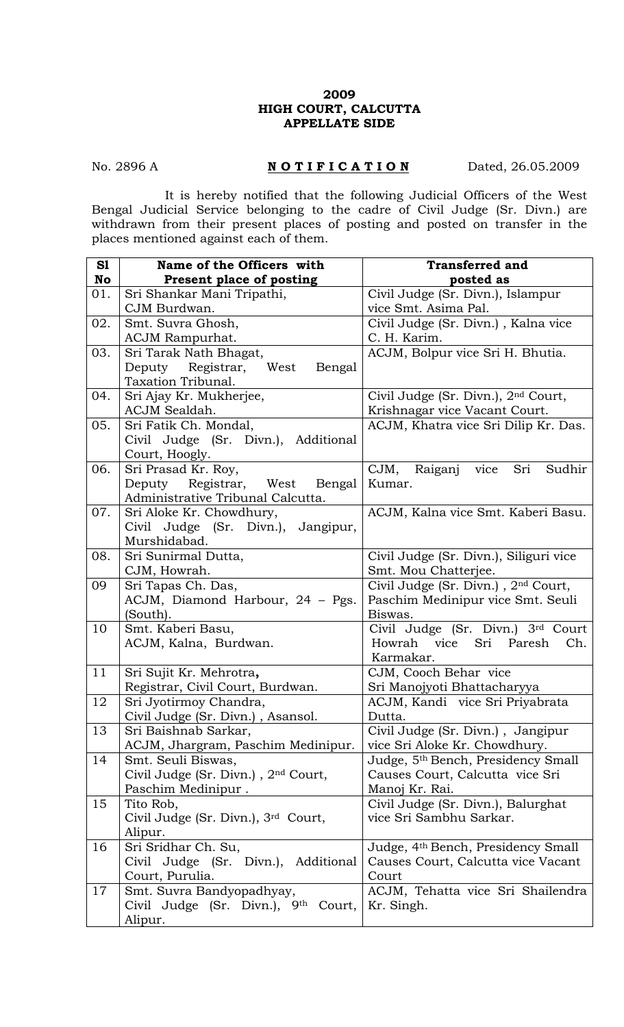**2009**
**HIGH COURT, CALCUTTA**
**APPELLATE SIDE**

No. 2896 A **NOTIFICATION** Dated, 26.05.2009

It is hereby notified that the following Judicial Officers of the West Bengal Judicial Service belonging to the cadre of Civil Judge (Sr. Divn.) are withdrawn from their present places of posting and posted on transfer in the places mentioned against each of them.

| Sl No | Name of the Officers with Present place of posting | Transferred and posted as |
|---|---|---|
| 01. | Sri Shankar Mani Tripathi, CJM Burdwan. | Civil Judge (Sr. Divn.), Islampur vice Smt. Asima Pal. |
| 02. | Smt. Suvra Ghosh, ACJM Rampurhat. | Civil Judge (Sr. Divn.) , Kalna vice C. H. Karim. |
| 03. | Sri Tarak Nath Bhagat, Deputy Registrar, West Bengal Taxation Tribunal. | ACJM, Bolpur vice Sri H. Bhutia. |
| 04. | Sri Ajay Kr. Mukherjee, ACJM Sealdah. | Civil Judge (Sr. Divn.), 2nd Court, Krishnagar vice Vacant Court. |
| 05. | Sri Fatik Ch. Mondal, Civil Judge (Sr. Divn.), Additional Court, Hoogly. | ACJM, Khatra vice Sri Dilip Kr. Das. |
| 06. | Sri Prasad Kr. Roy, Deputy Registrar, West Bengal Administrative Tribunal Calcutta. | CJM, Raiganj vice Sri Sudhir Kumar. |
| 07. | Sri Aloke Kr. Chowdhury, Civil Judge (Sr. Divn.), Jangipur, Murshidabad. | ACJM, Kalna vice Smt. Kaberi Basu. |
| 08. | Sri Sunirmal Dutta, CJM, Howrah. | Civil Judge (Sr. Divn.), Siliguri vice Smt. Mou Chatterjee. |
| 09 | Sri Tapas Ch. Das, ACJM, Diamond Harbour, 24 – Pgs. (South). | Civil Judge (Sr. Divn.) , 2nd Court, Paschim Medinipur vice Smt. Seuli Biswas. |
| 10 | Smt. Kaberi Basu, ACJM, Kalna, Burdwan. | Civil Judge (Sr. Divn.) 3rd Court Howrah vice Sri Paresh Ch. Karmakar. |
| 11 | Sri Sujit Kr. Mehrotra**,** Registrar, Civil Court, Burdwan. | CJM, Cooch Behar vice Sri Manojyoti Bhattacharyya |
| 12 | Sri Jyotirmoy Chandra, Civil Judge (Sr. Divn.) , Asansol. | ACJM, Kandi vice Sri Priyabrata Dutta. |
| 13 | Sri Baishnab Sarkar, ACJM, Jhargram, Paschim Medinipur. | Civil Judge (Sr. Divn.) , Jangipur vice Sri Aloke Kr. Chowdhury. |
| 14 | Smt. Seuli Biswas, Civil Judge (Sr. Divn.) , 2nd Court, Paschim Medinipur . | Judge, 5th Bench, Presidency Small Causes Court, Calcutta vice Sri Manoj Kr. Rai. |
| 15 | Tito Rob, Civil Judge (Sr. Divn.), 3rd Court, Alipur. | Civil Judge (Sr. Divn.), Balurghat vice Sri Sambhu Sarkar. |
| 16 | Sri Sridhar Ch. Su, Civil Judge (Sr. Divn.), Additional Court, Purulia. | Judge, 4th Bench, Presidency Small Causes Court, Calcutta vice Vacant Court |
| 17 | Smt. Suvra Bandyopadhyay, Civil Judge (Sr. Divn.), 9th Court, Alipur. | ACJM, Tehatta vice Sri Shailendra Kr. Singh. |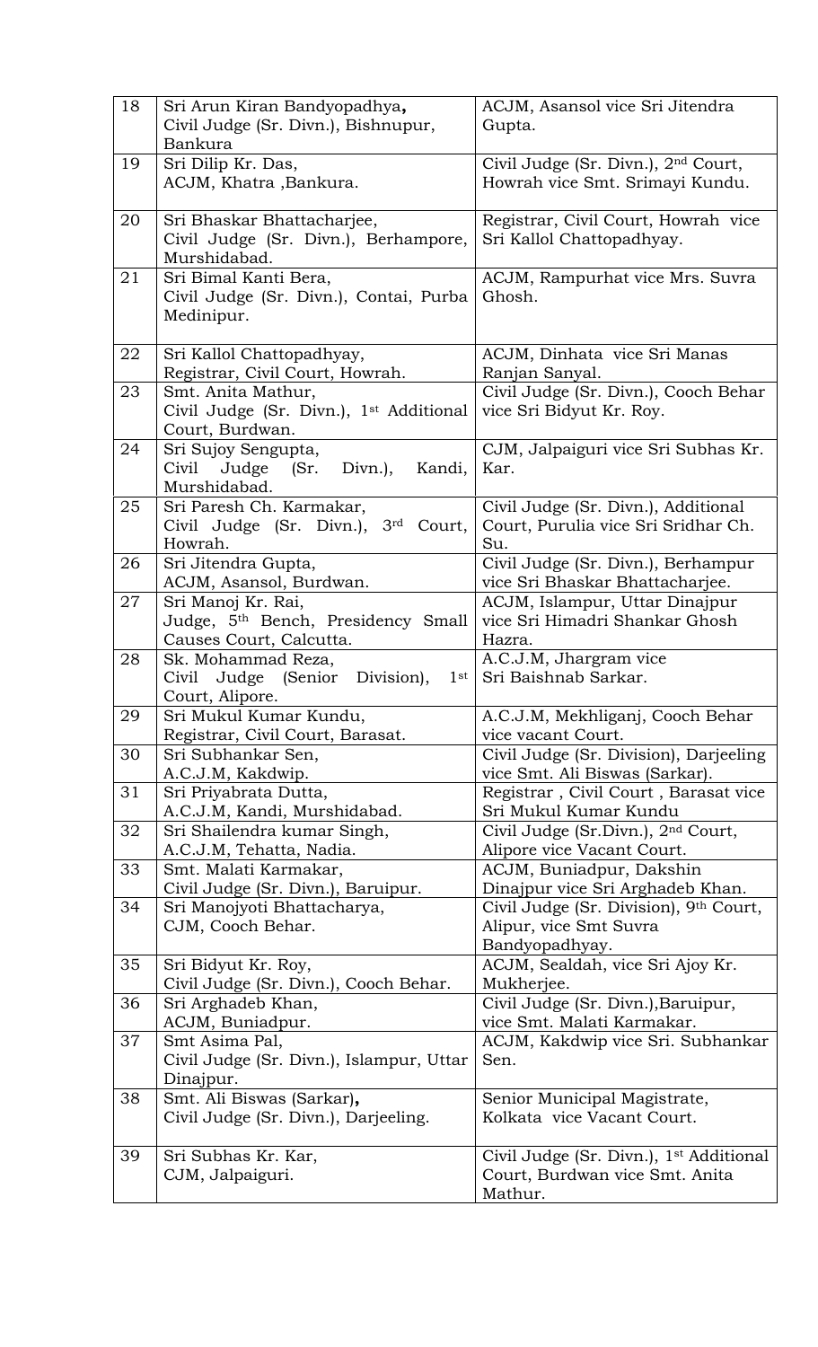| 18 | Sri Arun Kiran Bandyopadhya, Civil Judge (Sr. Divn.), Bishnupur, Bankura | ACJM, Asansol vice Sri Jitendra Gupta. |
|---|---|---|
| 19 | Sri Dilip Kr. Das, ACJM, Khatra ,Bankura. | Civil Judge (Sr. Divn.), 2nd Court, Howrah vice Smt. Srimayi Kundu. |
| 20 | Sri Bhaskar Bhattacharjee, Civil Judge (Sr. Divn.), Berhampore, Murshidabad. | Registrar, Civil Court, Howrah vice Sri Kallol Chattopadhyay. |
| 21 | Sri Bimal Kanti Bera, Civil Judge (Sr. Divn.), Contai, Purba Medinipur. | ACJM, Rampurhat vice Mrs. Suvra Ghosh. |
| 22 | Sri Kallol Chattopadhyay, Registrar, Civil Court, Howrah. | ACJM, Dinhata vice Sri Manas Ranjan Sanyal. |
| 23 | Smt. Anita Mathur, Civil Judge (Sr. Divn.), 1st Additional Court, Burdwan. | Civil Judge (Sr. Divn.), Cooch Behar vice Sri Bidyut Kr. Roy. |
| 24 | Sri Sujoy Sengupta, Civil Judge (Sr. Divn.), Kandi, Murshidabad. | CJM, Jalpaiguri vice Sri Subhas Kr. Kar. |
| 25 | Sri Paresh Ch. Karmakar, Civil Judge (Sr. Divn.), 3rd Court, Howrah. | Civil Judge (Sr. Divn.), Additional Court, Purulia vice Sri Sridhar Ch. Su. |
| 26 | Sri Jitendra Gupta, ACJM, Asansol, Burdwan. | Civil Judge (Sr. Divn.), Berhampur vice Sri Bhaskar Bhattacharjee. |
| 27 | Sri Manoj Kr. Rai, Judge, 5th Bench, Presidency Small Causes Court, Calcutta. | ACJM, Islampur, Uttar Dinajpur vice Sri Himadri Shankar Ghosh Hazra. |
| 28 | Sk. Mohammad Reza, Civil Judge (Senior Division), 1st Court, Alipore. | A.C.J.M, Jhargram vice Sri Baishnab Sarkar. |
| 29 | Sri Mukul Kumar Kundu, Registrar, Civil Court, Barasat. | A.C.J.M, Mekhliganj, Cooch Behar vice vacant Court. |
| 30 | Sri Subhankar Sen, A.C.J.M, Kakdwip. | Civil Judge (Sr. Division), Darjeeling vice Smt. Ali Biswas (Sarkar). |
| 31 | Sri Priyabrata Dutta, A.C.J.M, Kandi, Murshidabad. | Registrar , Civil Court , Barasat vice Sri Mukul Kumar Kundu |
| 32 | Sri Shailendra kumar Singh, A.C.J.M, Tehatta, Nadia. | Civil Judge (Sr.Divn.), 2nd Court, Alipore vice Vacant Court. |
| 33 | Smt. Malati Karmakar, Civil Judge (Sr. Divn.), Baruipur. | ACJM, Buniadpur, Dakshin Dinajpur vice Sri Arghadeb Khan. |
| 34 | Sri Manojyoti Bhattacharya, CJM, Cooch Behar. | Civil Judge (Sr. Division), 9th Court, Alipur, vice Smt Suvra Bandyopadhyay. |
| 35 | Sri Bidyut Kr. Roy, Civil Judge (Sr. Divn.), Cooch Behar. | ACJM, Sealdah, vice Sri Ajoy Kr. Mukherjee. |
| 36 | Sri Arghadeb Khan, ACJM, Buniadpur. | Civil Judge (Sr. Divn.),Baruipur, vice Smt. Malati Karmakar. |
| 37 | Smt Asima Pal, Civil Judge (Sr. Divn.), Islampur, Uttar Dinajpur. | ACJM, Kakdwip vice Sri. Subhankar Sen. |
| 38 | Smt. Ali Biswas (Sarkar), Civil Judge (Sr. Divn.), Darjeeling. | Senior Municipal Magistrate, Kolkata vice Vacant Court. |
| 39 | Sri Subhas Kr. Kar, CJM, Jalpaiguri. | Civil Judge (Sr. Divn.), 1st Additional Court, Burdwan vice Smt. Anita Mathur. |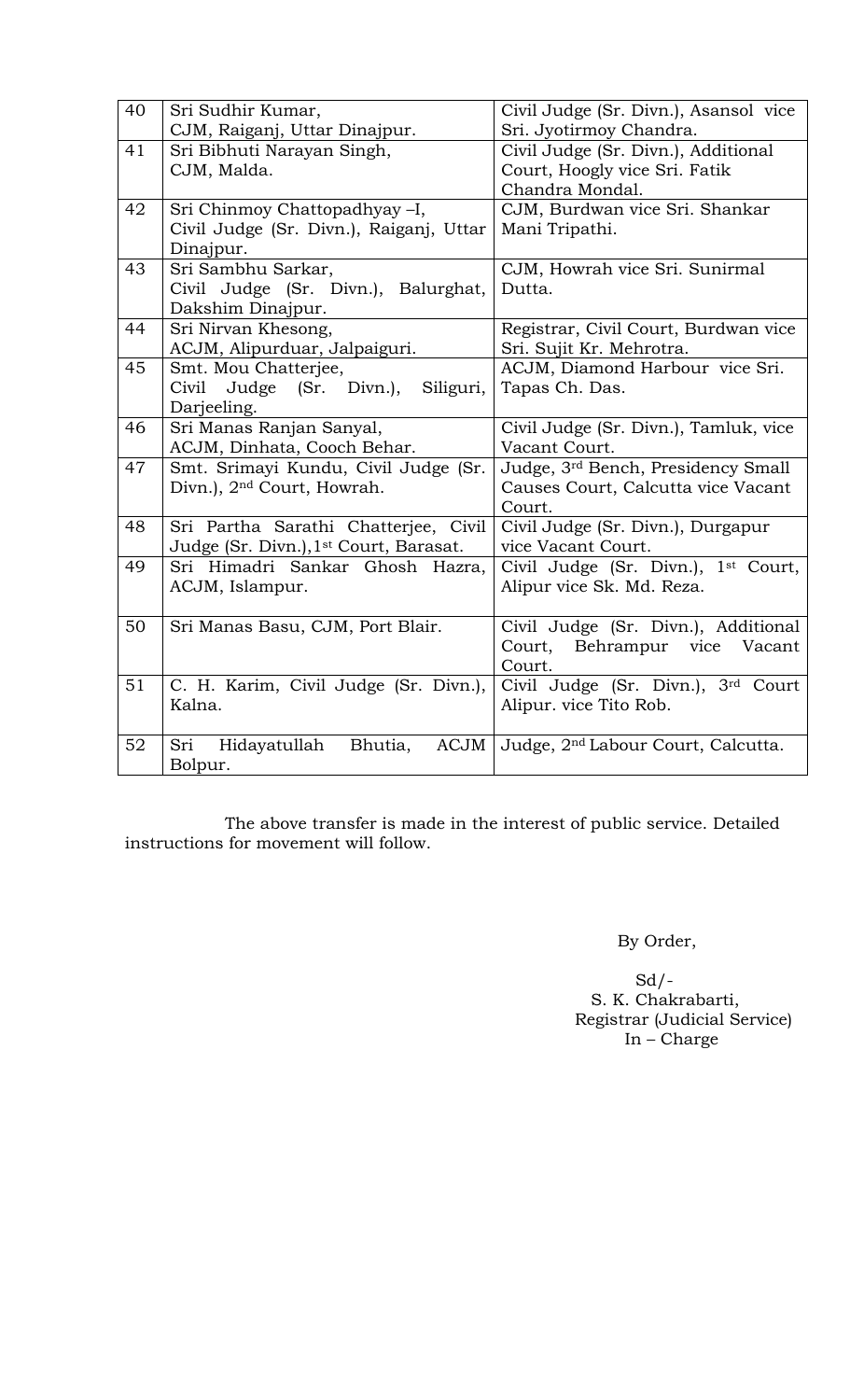| | | |
|---|---|---|
| 40 | Sri Sudhir Kumar, CJM, Raiganj, Uttar Dinajpur. | Civil Judge (Sr. Divn.), Asansol vice Sri. Jyotirmoy Chandra. |
| 41 | Sri Bibhuti Narayan Singh, CJM, Malda. | Civil Judge (Sr. Divn.), Additional Court, Hoogly vice Sri. Fatik Chandra Mondal. |
| 42 | Sri Chinmoy Chattopadhyay –I, Civil Judge (Sr. Divn.), Raiganj, Uttar Dinajpur. | CJM, Burdwan vice Sri. Shankar Mani Tripathi. |
| 43 | Sri Sambhu Sarkar, Civil Judge (Sr. Divn.), Balurghat, Dakshim Dinajpur. | CJM, Howrah vice Sri. Sunirmal Dutta. |
| 44 | Sri Nirvan Khesong, ACJM, Alipurduar, Jalpaiguri. | Registrar, Civil Court, Burdwan vice Sri. Sujit Kr. Mehrotra. |
| 45 | Smt. Mou Chatterjee, Civil Judge (Sr. Divn.), Siliguri, Darjeeling. | ACJM, Diamond Harbour vice Sri. Tapas Ch. Das. |
| 46 | Sri Manas Ranjan Sanyal, ACJM, Dinhata, Cooch Behar. | Civil Judge (Sr. Divn.), Tamluk, vice Vacant Court. |
| 47 | Smt. Srimayi Kundu, Civil Judge (Sr. Divn.), 2nd Court, Howrah. | Judge, 3rd Bench, Presidency Small Causes Court, Calcutta vice Vacant Court. |
| 48 | Sri Partha Sarathi Chatterjee, Civil Judge (Sr. Divn.), 1st Court, Barasat. | Civil Judge (Sr. Divn.), Durgapur vice Vacant Court. |
| 49 | Sri Himadri Sankar Ghosh Hazra, ACJM, Islampur. | Civil Judge (Sr. Divn.), 1st Court, Alipur vice Sk. Md. Reza. |
| 50 | Sri Manas Basu, CJM, Port Blair. | Civil Judge (Sr. Divn.), Additional Court, Behrampur vice Vacant Court. |
| 51 | C. H. Karim, Civil Judge (Sr. Divn.), Kalna. | Civil Judge (Sr. Divn.), 3rd Court Alipur. vice Tito Rob. |
| 52 | Sri Hidayatullah Bhutia, ACJM Bolpur. | Judge, 2nd Labour Court, Calcutta. |

The above transfer is made in the interest of public service. Detailed instructions for movement will follow.

By Order,

Sd/-
S. K. Chakrabarti,
Registrar (Judicial Service)
In – Charge